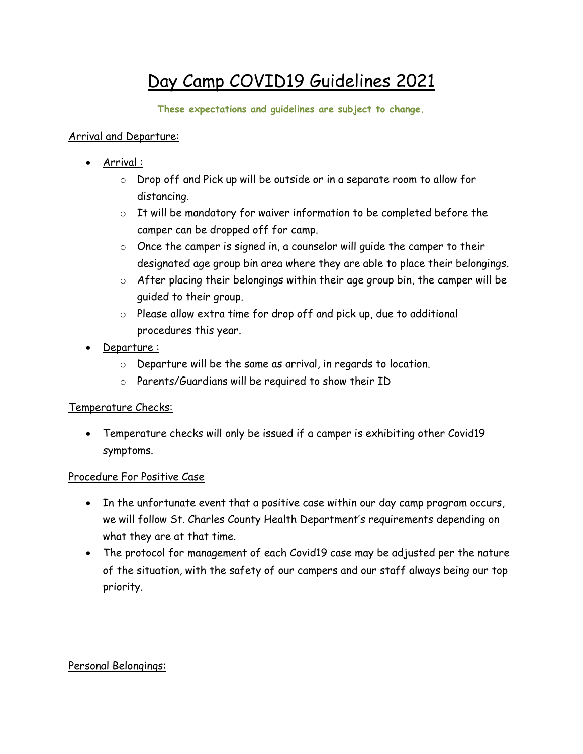# Day Camp COVID19 Guidelines 2021

**These expectations and guidelines are subject to change.**

## Arrival and Departure:

- Arrival :
  - Drop off and Pick up will be outside or in a separate room to allow for distancing.
  - It will be mandatory for waiver information to be completed before the camper can be dropped off for camp.
  - Once the camper is signed in, a counselor will guide the camper to their designated age group bin area where they are able to place their belongings.
  - After placing their belongings within their age group bin, the camper will be guided to their group.
  - Please allow extra time for drop off and pick up, due to additional procedures this year.
- Departure :
  - Departure will be the same as arrival, in regards to location.
  - Parents/Guardians will be required to show their ID

## Temperature Checks:

- Temperature checks will only be issued if a camper is exhibiting other Covid19 symptoms.

## Procedure For Positive Case

- In the unfortunate event that a positive case within our day camp program occurs, we will follow St. Charles County Health Department's requirements depending on what they are at that time.
- The protocol for management of each Covid19 case may be adjusted per the nature of the situation, with the safety of our campers and our staff always being our top priority.

## Personal Belongings: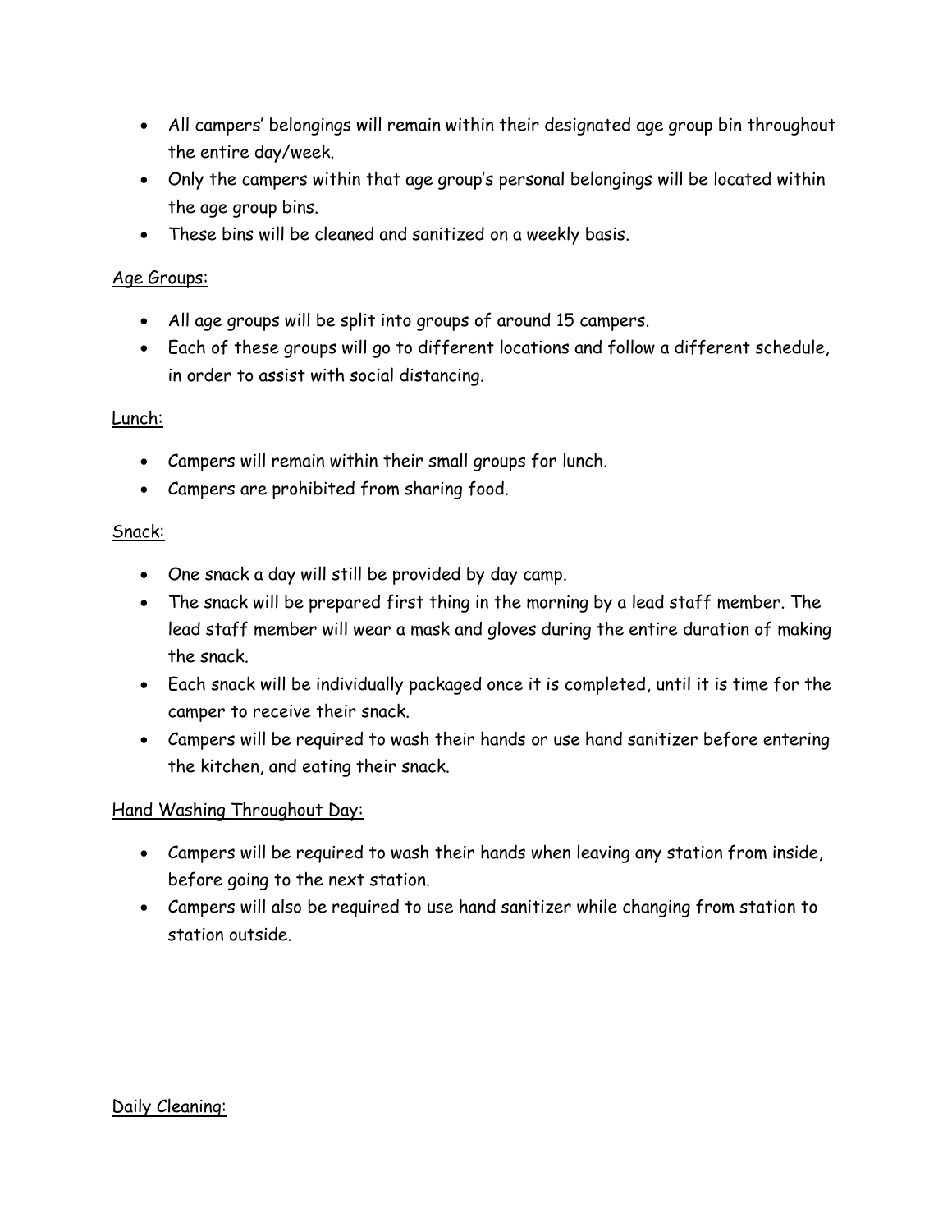- All campers' belongings will remain within their designated age group bin throughout the entire day/week.
- Only the campers within that age group's personal belongings will be located within the age group bins.
- These bins will be cleaned and sanitized on a weekly basis.

<u>Age Groups:</u>

- All age groups will be split into groups of around 15 campers.
- Each of these groups will go to different locations and follow a different schedule, in order to assist with social distancing.

<u>Lunch:</u>

- Campers will remain within their small groups for lunch.
- Campers are prohibited from sharing food.

<u>Snack:</u>

- One snack a day will still be provided by day camp.
- The snack will be prepared first thing in the morning by a lead staff member. The lead staff member will wear a mask and gloves during the entire duration of making the snack.
- Each snack will be individually packaged once it is completed, until it is time for the camper to receive their snack.
- Campers will be required to wash their hands or use hand sanitizer before entering the kitchen, and eating their snack.

<u>Hand Washing Throughout Day:</u>

- Campers will be required to wash their hands when leaving any station from inside, before going to the next station.
- Campers will also be required to use hand sanitizer while changing from station to station outside.

<u>Daily Cleaning:</u>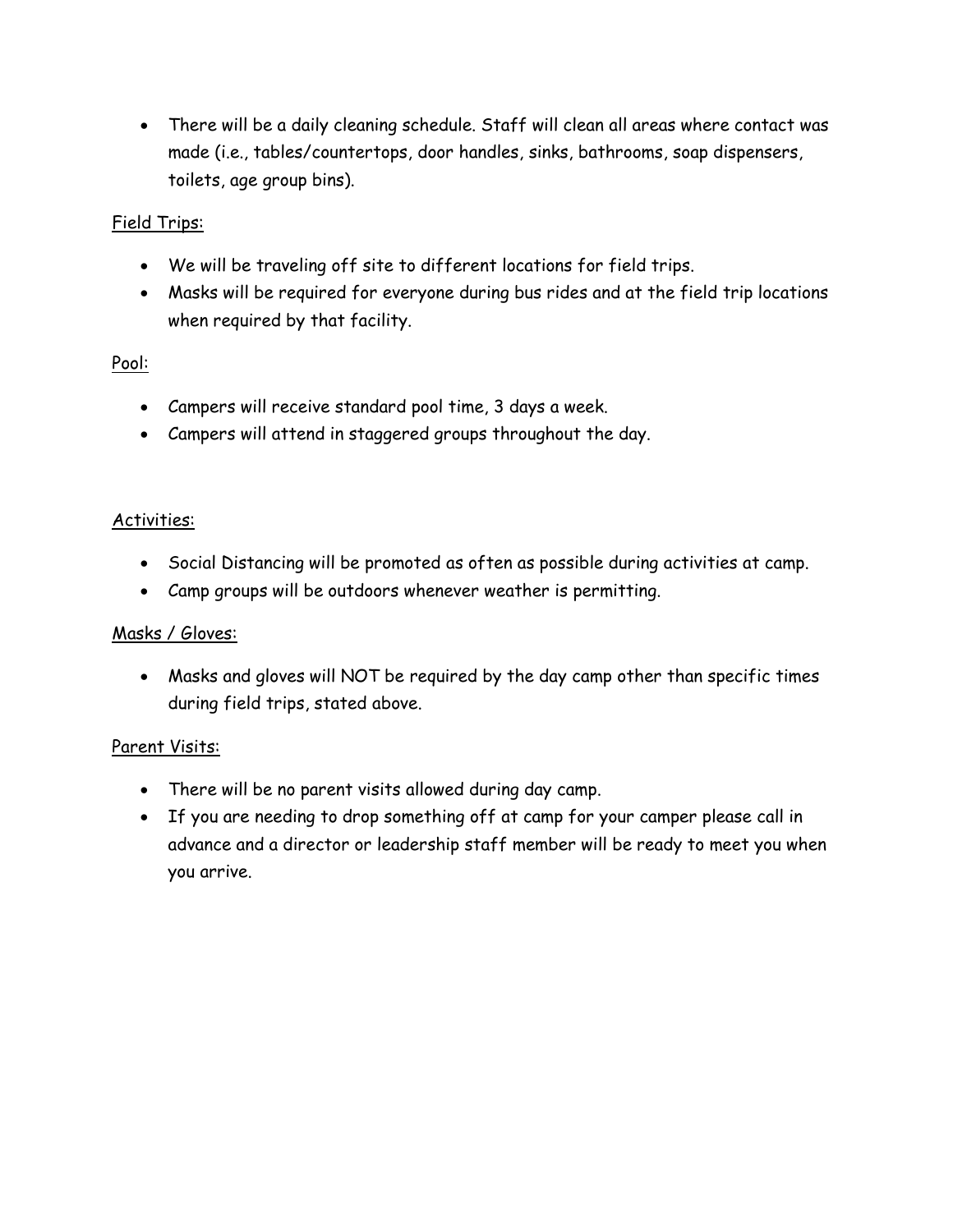- There will be a daily cleaning schedule. Staff will clean all areas where contact was made (i.e., tables/countertops, door handles, sinks, bathrooms, soap dispensers, toilets, age group bins).

Field Trips:

- We will be traveling off site to different locations for field trips.
- Masks will be required for everyone during bus rides and at the field trip locations when required by that facility.

Pool:

- Campers will receive standard pool time, 3 days a week.
- Campers will attend in staggered groups throughout the day.

Activities:

- Social Distancing will be promoted as often as possible during activities at camp.
- Camp groups will be outdoors whenever weather is permitting.

Masks / Gloves:

- Masks and gloves will NOT be required by the day camp other than specific times during field trips, stated above.

Parent Visits:

- There will be no parent visits allowed during day camp.
- If you are needing to drop something off at camp for your camper please call in advance and a director or leadership staff member will be ready to meet you when you arrive.